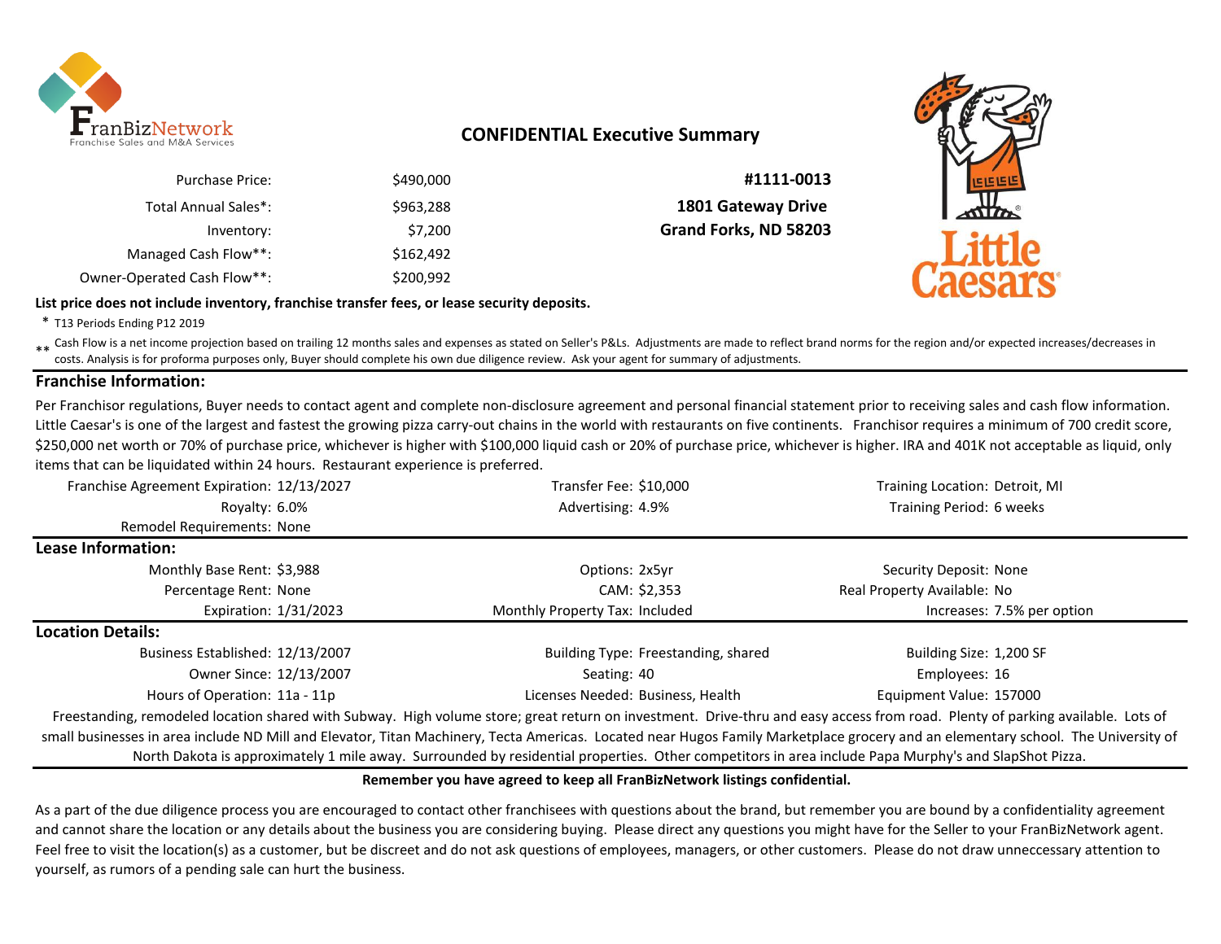FranBizNetwork
Franchise Sales and M&A Services

# CONFIDENTIAL Executive Summary

| | |
|---|---|
| Purchase Price: | $490,000 |
| Total Annual Sales*: | $963,288 |
| Inventory: | $7,200 |
| Managed Cash Flow**: | $162,492 |
| Owner-Operated Cash Flow**: | $200,992 |

**#1111-0013**
**1801 Gateway Drive**
**Grand Forks, ND 58203**

Little Caesars

**List price does not include inventory, franchise transfer fees, or lease security deposits.**

\* T13 Periods Ending P12 2019

** Cash Flow is a net income projection based on trailing 12 months sales and expenses as stated on Seller's P&Ls. Adjustments are made to reflect brand norms for the region and/or expected increases/decreases in costs. Analysis is for proforma purposes only, Buyer should complete his own due diligence review. Ask your agent for summary of adjustments.

## Franchise Information:

Per Franchisor regulations, Buyer needs to contact agent and complete non-disclosure agreement and personal financial statement prior to receiving sales and cash flow information. Little Caesar's is one of the largest and fastest the growing pizza carry-out chains in the world with restaurants on five continents. Franchisor requires a minimum of 700 credit score, $250,000 net worth or 70% of purchase price, whichever is higher with $100,000 liquid cash or 20% of purchase price, whichever is higher. IRA and 401K not acceptable as liquid, only items that can be liquidated within 24 hours. Restaurant experience is preferred.

| | | | | | |
|---|---|---|---|---|---|
| Franchise Agreement Expiration: | 12/13/2027 | Transfer Fee: | $10,000 | Training Location: | Detroit, MI |
| Royalty: | 6.0% | Advertising: | 4.9% | Training Period: | 6 weeks |
| Remodel Requirements: | None | | | | |

## Lease Information:

| | | | | | |
|---|---|---|---|---|---|
| Monthly Base Rent: | $3,988 | Options: | 2x5yr | Security Deposit: | None |
| Percentage Rent: | None | CAM: | $2,353 | Real Property Available: | No |
| Expiration: | 1/31/2023 | Monthly Property Tax: | Included | Increases: | 7.5% per option |

## Location Details:

| | | | | | |
|---|---|---|---|---|---|
| Business Established: | 12/13/2007 | Building Type: | Freestanding, shared | Building Size: | 1,200 SF |
| Owner Since: | 12/13/2007 | Seating: | 40 | Employees: | 16 |
| Hours of Operation: | 11a - 11p | Licenses Needed: | Business, Health | Equipment Value: | 157000 |

Freestanding, remodeled location shared with Subway. High volume store; great return on investment. Drive-thru and easy access from road. Plenty of parking available. Lots of small businesses in area include ND Mill and Elevator, Titan Machinery, Tecta Americas. Located near Hugos Family Marketplace grocery and an elementary school. The University of North Dakota is approximately 1 mile away. Surrounded by residential properties. Other competitors in area include Papa Murphy's and SlapShot Pizza.

**Remember you have agreed to keep all FranBizNetwork listings confidential.**

As a part of the due diligence process you are encouraged to contact other franchisees with questions about the brand, but remember you are bound by a confidentiality agreement and cannot share the location or any details about the business you are considering buying. Please direct any questions you might have for the Seller to your FranBizNetwork agent. Feel free to visit the location(s) as a customer, but be discreet and do not ask questions of employees, managers, or other customers. Please do not draw unneccessary attention to yourself, as rumors of a pending sale can hurt the business.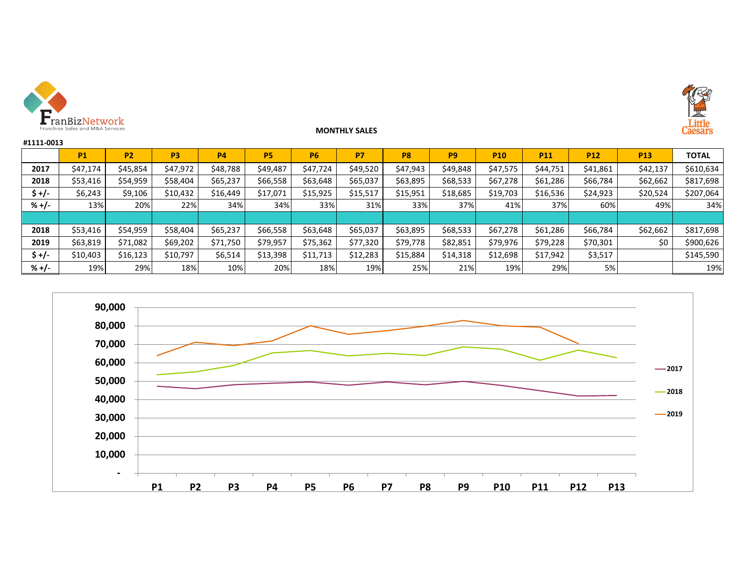FranBizNetwork
Franchise Sales and M&A Services

Little Caesars

**MONTHLY SALES**

**#1111-0013**

| | P1 | P2 | P3 | P4 | P5 | P6 | P7 | P8 | P9 | P10 | P11 | P12 | P13 | TOTAL |
|---|---|---|---|---|---|---|---|---|---|---|---|---|---|---|
| **2017** | $47,174 | $45,854 | $47,972 | $48,788 | $49,487 | $47,724 | $49,520 | $47,943 | $49,848 | $47,575 | $44,751 | $41,861 | $42,137 | $610,634 |
| **2018** | $53,416 | $54,959 | $58,404 | $65,237 | $66,558 | $63,648 | $65,037 | $63,895 | $68,533 | $67,278 | $61,286 | $66,784 | $62,662 | $817,698 |
| **$ +/-** | $6,243 | $9,106 | $10,432 | $16,449 | $17,071 | $15,925 | $15,517 | $15,951 | $18,685 | $19,703 | $16,536 | $24,923 | $20,524 | $207,064 |
| **% +/-** | 13% | 20% | 22% | 34% | 34% | 33% | 31% | 33% | 37% | 41% | 37% | 60% | 49% | 34% |
| | | | | | | | | | | | | | | |
| **2018** | $53,416 | $54,959 | $58,404 | $65,237 | $66,558 | $63,648 | $65,037 | $63,895 | $68,533 | $67,278 | $61,286 | $66,784 | $62,662 | $817,698 |
| **2019** | $63,819 | $71,082 | $69,202 | $71,750 | $79,957 | $75,362 | $77,320 | $79,778 | $82,851 | $79,976 | $79,228 | $70,301 | $0 | $900,626 |
| **$ +/-** | $10,403 | $16,123 | $10,797 | $6,514 | $13,398 | $11,713 | $12,283 | $15,884 | $14,318 | $12,698 | $17,942 | $3,517 | | $145,590 |
| **% +/-** | 19% | 29% | 18% | 10% | 20% | 18% | 19% | 25% | 21% | 19% | 29% | 5% | | 19% |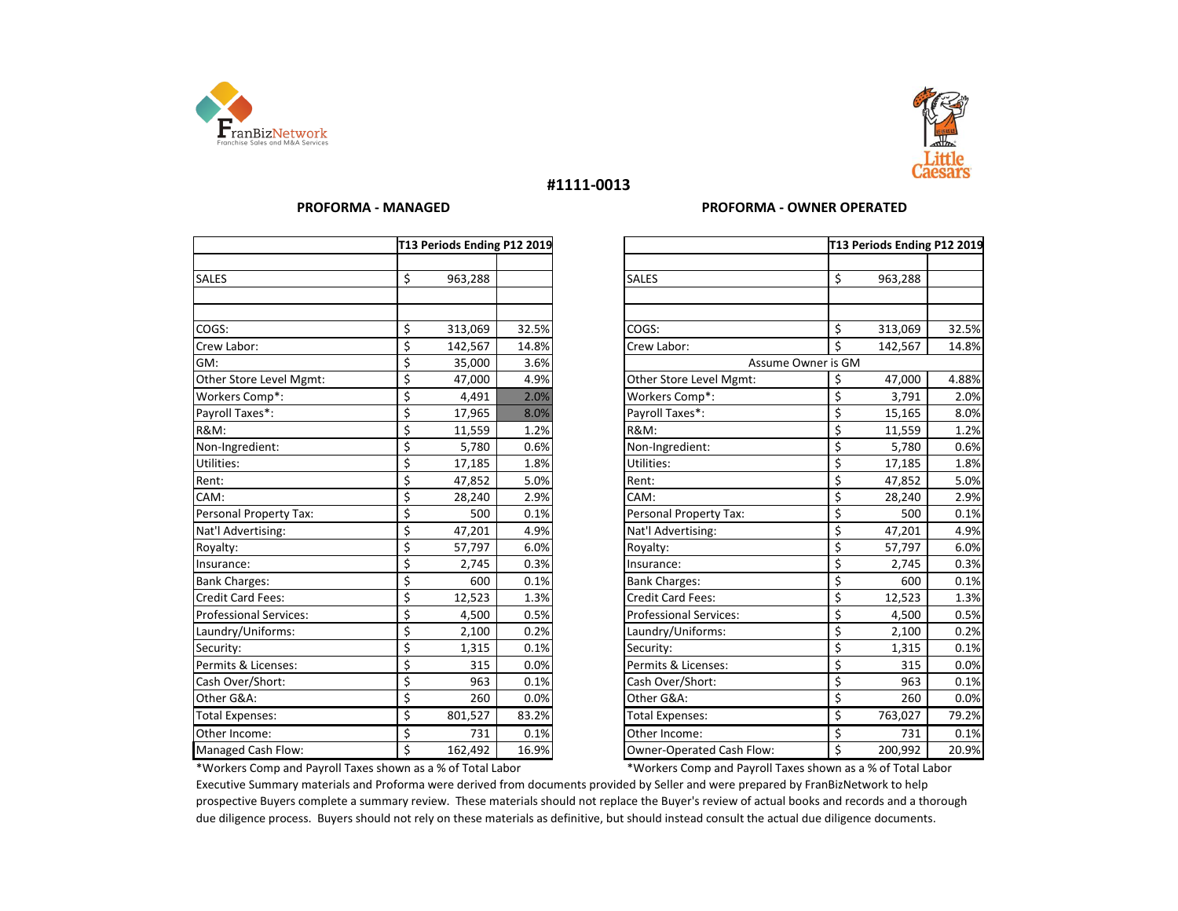FranBizNetwork
Franchise Sales and M&A Services

Little Caesars

# #1111-0013

## PROFORMA - MANAGED

| | T13 Periods Ending P12 2019 | |
|---|---|---|
| SALES | $ 963,288 | |
| COGS: | $ 313,069 | 32.5% |
| Crew Labor: | $ 142,567 | 14.8% |
| GM: | $ 35,000 | 3.6% |
| Other Store Level Mgmt: | $ 47,000 | 4.9% |
| Workers Comp*: | $ 4,491 | 2.0% |
| Payroll Taxes*: | $ 17,965 | 8.0% |
| R&M: | $ 11,559 | 1.2% |
| Non-Ingredient: | $ 5,780 | 0.6% |
| Utilities: | $ 17,185 | 1.8% |
| Rent: | $ 47,852 | 5.0% |
| CAM: | $ 28,240 | 2.9% |
| Personal Property Tax: | $ 500 | 0.1% |
| Nat'l Advertising: | $ 47,201 | 4.9% |
| Royalty: | $ 57,797 | 6.0% |
| Insurance: | $ 2,745 | 0.3% |
| Bank Charges: | $ 600 | 0.1% |
| Credit Card Fees: | $ 12,523 | 1.3% |
| Professional Services: | $ 4,500 | 0.5% |
| Laundry/Uniforms: | $ 2,100 | 0.2% |
| Security: | $ 1,315 | 0.1% |
| Permits & Licenses: | $ 315 | 0.0% |
| Cash Over/Short: | $ 963 | 0.1% |
| Other G&A: | $ 260 | 0.0% |
| Total Expenses: | $ 801,527 | 83.2% |
| Other Income: | $ 731 | 0.1% |
| Managed Cash Flow: | $ 162,492 | 16.9% |

*Workers Comp and Payroll Taxes shown as a % of Total Labor

## PROFORMA - OWNER OPERATED

| | T13 Periods Ending P12 2019 | |
|---|---|---|
| SALES | $ 963,288 | |
| COGS: | $ 313,069 | 32.5% |
| Crew Labor: | $ 142,567 | 14.8% |
| Assume Owner is GM | | |
| Other Store Level Mgmt: | $ 47,000 | 4.88% |
| Workers Comp*: | $ 3,791 | 2.0% |
| Payroll Taxes*: | $ 15,165 | 8.0% |
| R&M: | $ 11,559 | 1.2% |
| Non-Ingredient: | $ 5,780 | 0.6% |
| Utilities: | $ 17,185 | 1.8% |
| Rent: | $ 47,852 | 5.0% |
| CAM: | $ 28,240 | 2.9% |
| Personal Property Tax: | $ 500 | 0.1% |
| Nat'l Advertising: | $ 47,201 | 4.9% |
| Royalty: | $ 57,797 | 6.0% |
| Insurance: | $ 2,745 | 0.3% |
| Bank Charges: | $ 600 | 0.1% |
| Credit Card Fees: | $ 12,523 | 1.3% |
| Professional Services: | $ 4,500 | 0.5% |
| Laundry/Uniforms: | $ 2,100 | 0.2% |
| Security: | $ 1,315 | 0.1% |
| Permits & Licenses: | $ 315 | 0.0% |
| Cash Over/Short: | $ 963 | 0.1% |
| Other G&A: | $ 260 | 0.0% |
| Total Expenses: | $ 763,027 | 79.2% |
| Other Income: | $ 731 | 0.1% |
| Owner-Operated Cash Flow: | $ 200,992 | 20.9% |

*Workers Comp and Payroll Taxes shown as a % of Total Labor

Executive Summary materials and Proforma were derived from documents provided by Seller and were prepared by FranBizNetwork to help prospective Buyers complete a summary review. These materials should not replace the Buyer's review of actual books and records and a thorough due diligence process. Buyers should not rely on these materials as definitive, but should instead consult the actual due diligence documents.